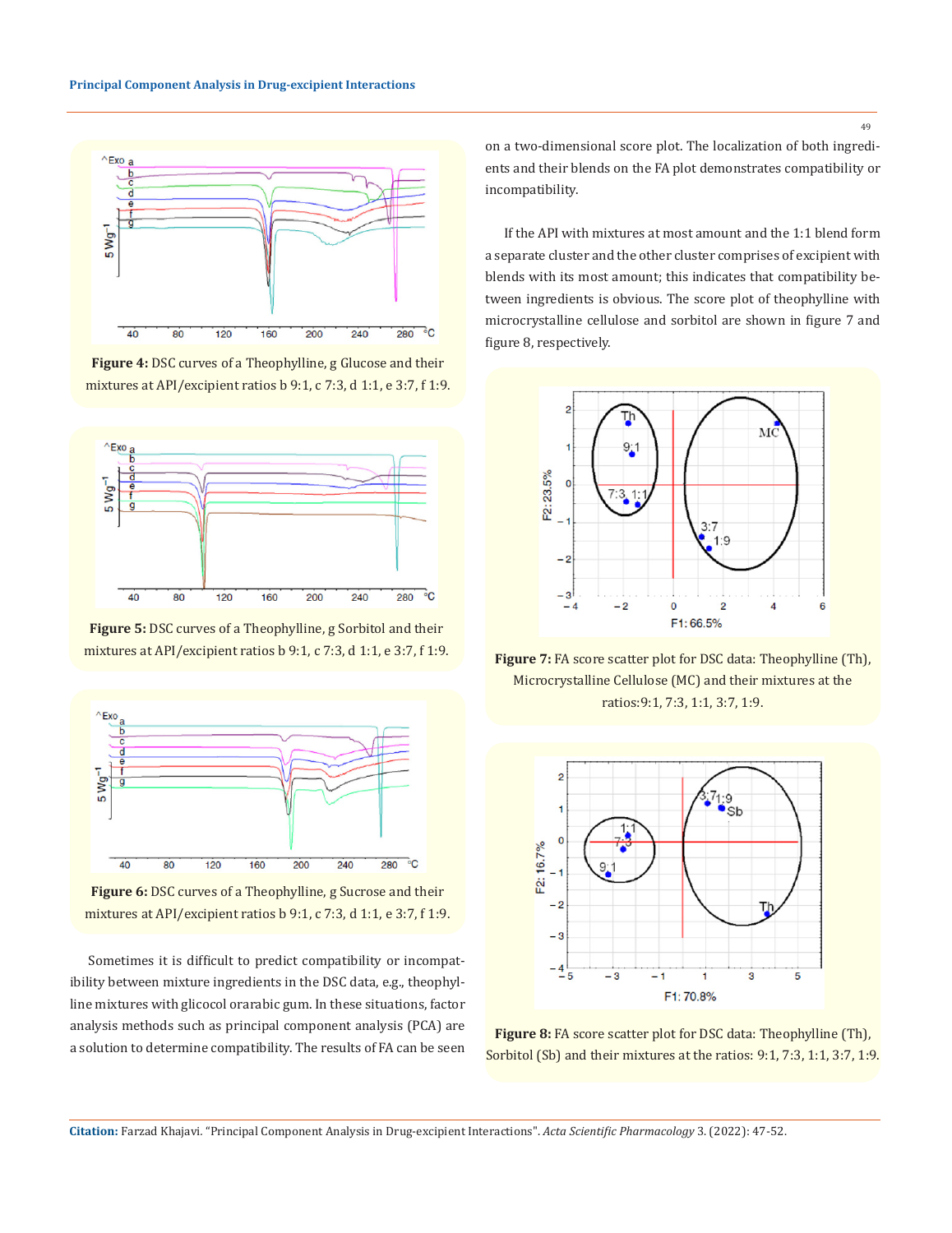Figure 4: DSC curves of a Theophylline, g Glucose and their mixtures at API/excipient ratios b 9:1, c 7:3, d 1:1, e 3:7, f 1:9.

Figure 5: DSC curves of a Theophylline, g Sorbitol and their mixtures at API/excipient ratios b 9:1, c 7:3, d 1:1, e 3:7, f 1:9.

Figure 6: DSC curves of a Theophylline, g Sucrose and their mixtures at API/excipient ratios b 9:1, c 7:3, d 1:1, e 3:7, f 1:9.

Sometimes it is difficult to predict compatibility or incompatibility between mixture ingredients in the DSC data, e.g., theophylline mixtures with glicocol orarabic gum. In these situations, factor analysis methods such as principal component analysis (PCA) are a solution to determine compatibility. The results of FA can be seen on a two-dimensional score plot. The localization of both ingredients and their blends on the FA plot demonstrates compatibility or incompatibility.

If the API with mixtures at most amount and the 1:1 blend form a separate cluster and the other cluster comprises of excipient with blends with its most amount; this indicates that compatibility between ingredients is obvious. The score plot of theophylline with microcrystalline cellulose and sorbitol are shown in figure 7 and figure 8, respectively.

Figure 7: FA score scatter plot for DSC data: Theophylline (Th), Microcrystalline Cellulose (MC) and their mixtures at the ratios:9:1, 7:3, 1:1, 3:7, 1:9.

Figure 8: FA score scatter plot for DSC data: Theophylline (Th), Sorbitol (Sb) and their mixtures at the ratios: 9:1, 7:3, 1:1, 3:7, 1:9.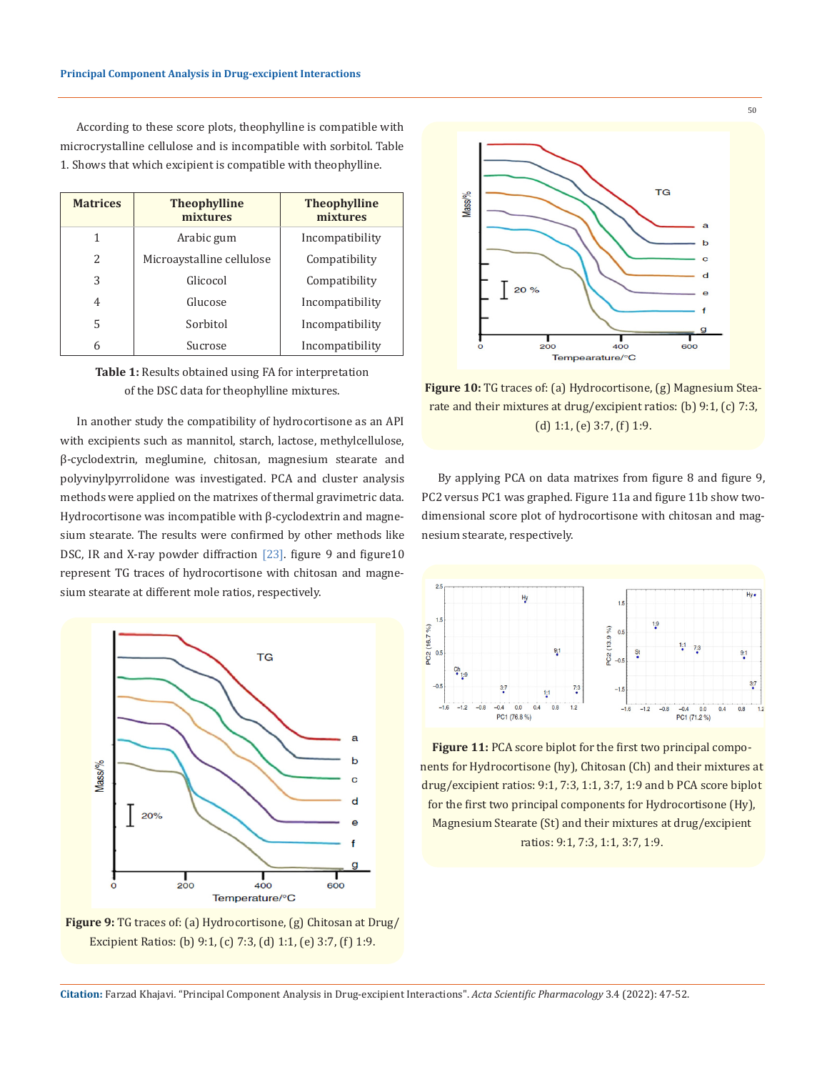According to these score plots, theophylline is compatible with microcrystalline cellulose and is incompatible with sorbitol. Table 1. Shows that which excipient is compatible with theophylline.

| Matrices | Theophylline mixtures | Theophylline mixtures |
|---|---|---|
| 1 | Arabic gum | Incompatibility |
| 2 | Microaystalline cellulose | Compatibility |
| 3 | Glicocol | Compatibility |
| 4 | Glucose | Incompatibility |
| 5 | Sorbitol | Incompatibility |
| 6 | Sucrose | Incompatibility |

**Table 1:** Results obtained using FA for interpretation of the DSC data for theophylline mixtures.

In another study the compatibility of hydrocortisone as an API with excipients such as mannitol, starch, lactose, methylcellulose, β-cyclodextrin, meglumine, chitosan, magnesium stearate and polyvinylpyrrolidone was investigated. PCA and cluster analysis methods were applied on the matrixes of thermal gravimetric data. Hydrocortisone was incompatible with β-cyclodextrin and magnesium stearate. The results were confirmed by other methods like DSC, IR and X-ray powder diffraction [23]. figure 9 and figure10 represent TG traces of hydrocortisone with chitosan and magnesium stearate at different mole ratios, respectively.

**Figure 9:** TG traces of: (a) Hydrocortisone, (g) Chitosan at Drug/Excipient Ratios: (b) 9:1, (c) 7:3, (d) 1:1, (e) 3:7, (f) 1:9.

**Figure 10:** TG traces of: (a) Hydrocortisone, (g) Magnesium Stearate and their mixtures at drug/excipient ratios: (b) 9:1, (c) 7:3, (d) 1:1, (e) 3:7, (f) 1:9.

By applying PCA on data matrixes from figure 8 and figure 9, PC2 versus PC1 was graphed. Figure 11a and figure 11b show two-dimensional score plot of hydrocortisone with chitosan and magnesium stearate, respectively.

**Figure 11:** PCA score biplot for the first two principal components for Hydrocortisone (hy), Chitosan (Ch) and their mixtures at drug/excipient ratios: 9:1, 7:3, 1:1, 3:7, 1:9 and b PCA score biplot for the first two principal components for Hydrocortisone (Hy), Magnesium Stearate (St) and their mixtures at drug/excipient ratios: 9:1, 7:3, 1:1, 3:7, 1:9.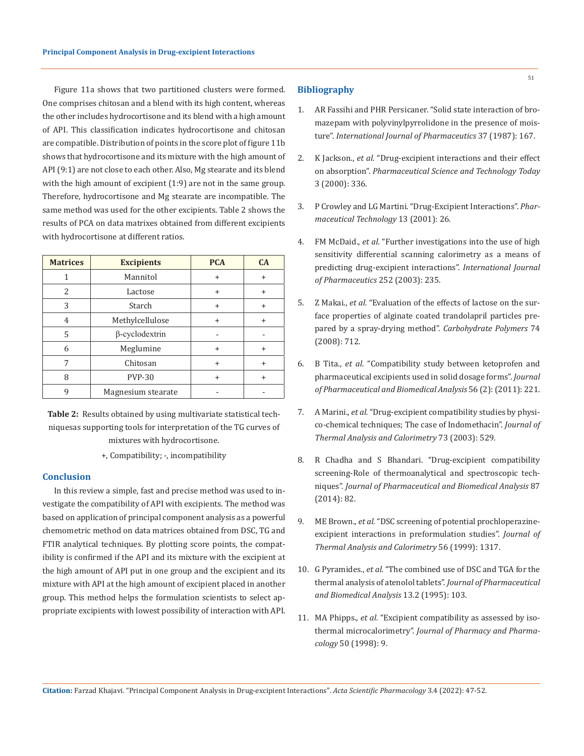Figure 11a shows that two partitioned clusters were formed. One comprises chitosan and a blend with its high content, whereas the other includes hydrocortisone and its blend with a high amount of API. This classification indicates hydrocortisone and chitosan are compatible. Distribution of points in the score plot of figure 11b shows that hydrocortisone and its mixture with the high amount of API (9:1) are not close to each other. Also, Mg stearate and its blend with the high amount of excipient (1:9) are not in the same group. Therefore, hydrocortisone and Mg stearate are incompatible. The same method was used for the other excipients. Table 2 shows the results of PCA on data matrixes obtained from different excipients with hydrocortisone at different ratios.

| Matrices | Excipients | PCA | CA |
|---|---|---|---|
| 1 | Mannitol | + | + |
| 2 | Lactose | + | + |
| 3 | Starch | + | + |
| 4 | Methylcellulose | + | + |
| 5 | β-cyclodextrin | - | - |
| 6 | Meglumine | + | + |
| 7 | Chitosan | + | + |
| 8 | PVP-30 | + | + |
| 9 | Magnesium stearate | - | - |

**Table 2:** Results obtained by using multivariate statistical techniquesas supporting tools for interpretation of the TG curves of mixtures with hydrocortisone.

+, Compatibility; -, incompatibility

## Conclusion

In this review a simple, fast and precise method was used to investigate the compatibility of API with excipients. The method was based on application of principal component analysis as a powerful chemometric method on data matrices obtained from DSC, TG and FTIR analytical techniques. By plotting score points, the compatibility is confirmed if the API and its mixture with the excipient at the high amount of API put in one group and the excipient and its mixture with API at the high amount of excipient placed in another group. This method helps the formulation scientists to select appropriate excipients with lowest possibility of interaction with API.

## Bibliography

1. AR Fassihi and PHR Persicaner. "Solid state interaction of bromazepam with polyvinylpyrrolidone in the presence of moisture". *International Journal of Pharmaceutics* 37 (1987): 167.
2. K Jackson., *et al.* "Drug-excipient interactions and their effect on absorption". *Pharmaceutical Science and Technology Today* 3 (2000): 336.
3. P Crowley and LG Martini. "Drug-Excipient Interactions". *Pharmaceutical Technology* 13 (2001): 26.
4. FM McDaid., *et al.* "Further investigations into the use of high sensitivity differential scanning calorimetry as a means of predicting drug-excipient interactions". *International Journal of Pharmaceutics* 252 (2003): 235.
5. Z Makai., *et al.* "Evaluation of the effects of lactose on the surface properties of alginate coated trandolapril particles prepared by a spray-drying method". *Carbohydrate Polymers* 74 (2008): 712.
6. B Tita., *et al.* "Compatibility study between ketoprofen and pharmaceutical excipients used in solid dosage forms". *Journal of Pharmaceutical and Biomedical Analysis* 56 (2): (2011): 221.
7. A Marini., *et al.* "Drug-excipient compatibility studies by physico-chemical techniques; The case of Indomethacin". *Journal of Thermal Analysis and Calorimetry* 73 (2003): 529.
8. R Chadha and S Bhandari. "Drug-excipient compatibility screening-Role of thermoanalytical and spectroscopic techniques". *Journal of Pharmaceutical and Biomedical Analysis* 87 (2014): 82.
9. ME Brown., *et al.* "DSC screening of potential prochloperazine-excipient interactions in preformulation studies". *Journal of Thermal Analysis and Calorimetry* 56 (1999): 1317.
10. G Pyramides., *et al.* "The combined use of DSC and TGA for the thermal analysis of atenolol tablets". *Journal of Pharmaceutical and Biomedical Analysis* 13.2 (1995): 103.
11. MA Phipps., *et al.* "Excipient compatibility as assessed by isothermal microcalorimetry". *Journal of Pharmacy and Pharmacology* 50 (1998): 9.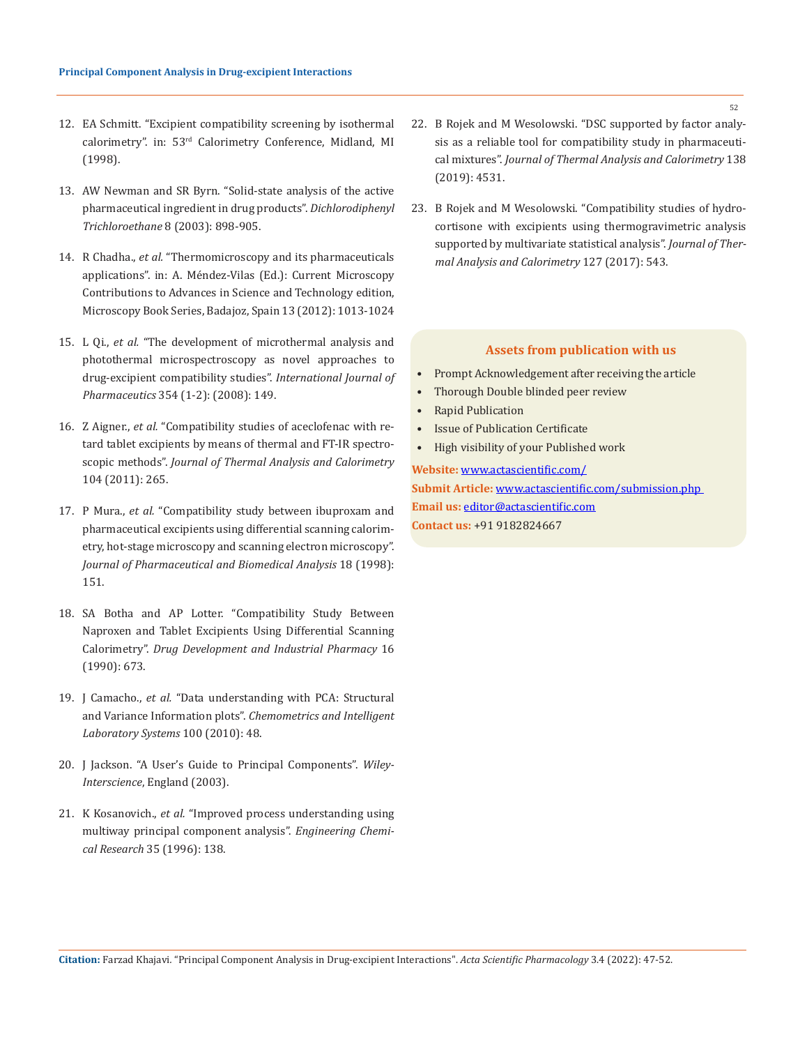12. EA Schmitt. "Excipient compatibility screening by isothermal calorimetry". in: 53rd Calorimetry Conference, Midland, MI (1998).

13. AW Newman and SR Byrn. "Solid-state analysis of the active pharmaceutical ingredient in drug products". *Dichlorodiphenyl Trichloroethane* 8 (2003): 898-905.

14. R Chadha., *et al.* "Thermomicroscopy and its pharmaceuticals applications". in: A. Méndez-Vilas (Ed.): Current Microscopy Contributions to Advances in Science and Technology edition, Microscopy Book Series, Badajoz, Spain 13 (2012): 1013-1024

15. L Qi., *et al.* "The development of microthermal analysis and photothermal microspectroscopy as novel approaches to drug-excipient compatibility studies". *International Journal of Pharmaceutics* 354 (1-2): (2008): 149.

16. Z Aigner., *et al.* "Compatibility studies of aceclofenac with retard tablet excipients by means of thermal and FT-IR spectroscopic methods". *Journal of Thermal Analysis and Calorimetry* 104 (2011): 265.

17. P Mura., *et al.* "Compatibility study between ibuproxam and pharmaceutical excipients using differential scanning calorimetry, hot-stage microscopy and scanning electron microscopy". *Journal of Pharmaceutical and Biomedical Analysis* 18 (1998): 151.

18. SA Botha and AP Lotter. "Compatibility Study Between Naproxen and Tablet Excipients Using Differential Scanning Calorimetry". *Drug Development and Industrial Pharmacy* 16 (1990): 673.

19. J Camacho., *et al.* "Data understanding with PCA: Structural and Variance Information plots". *Chemometrics and Intelligent Laboratory Systems* 100 (2010): 48.

20. J Jackson. "A User's Guide to Principal Components". *Wiley-Interscience*, England (2003).

21. K Kosanovich., *et al.* "Improved process understanding using multiway principal component analysis". *Engineering Chemical Research* 35 (1996): 138.

22. B Rojek and M Wesolowski. "DSC supported by factor analysis as a reliable tool for compatibility study in pharmaceutical mixtures". *Journal of Thermal Analysis and Calorimetry* 138 (2019): 4531.

23. B Rojek and M Wesolowski. "Compatibility studies of hydrocortisone with excipients using thermogravimetric analysis supported by multivariate statistical analysis". *Journal of Thermal Analysis and Calorimetry* 127 (2017): 543.

**Assets from publication with us**

- Prompt Acknowledgement after receiving the article
- Thorough Double blinded peer review
- Rapid Publication
- Issue of Publication Certificate
- High visibility of your Published work

**Website:** www.actascientific.com/
**Submit Article:** www.actascientific.com/submission.php
**Email us:** editor@actascientific.com
**Contact us:** +91 9182824667